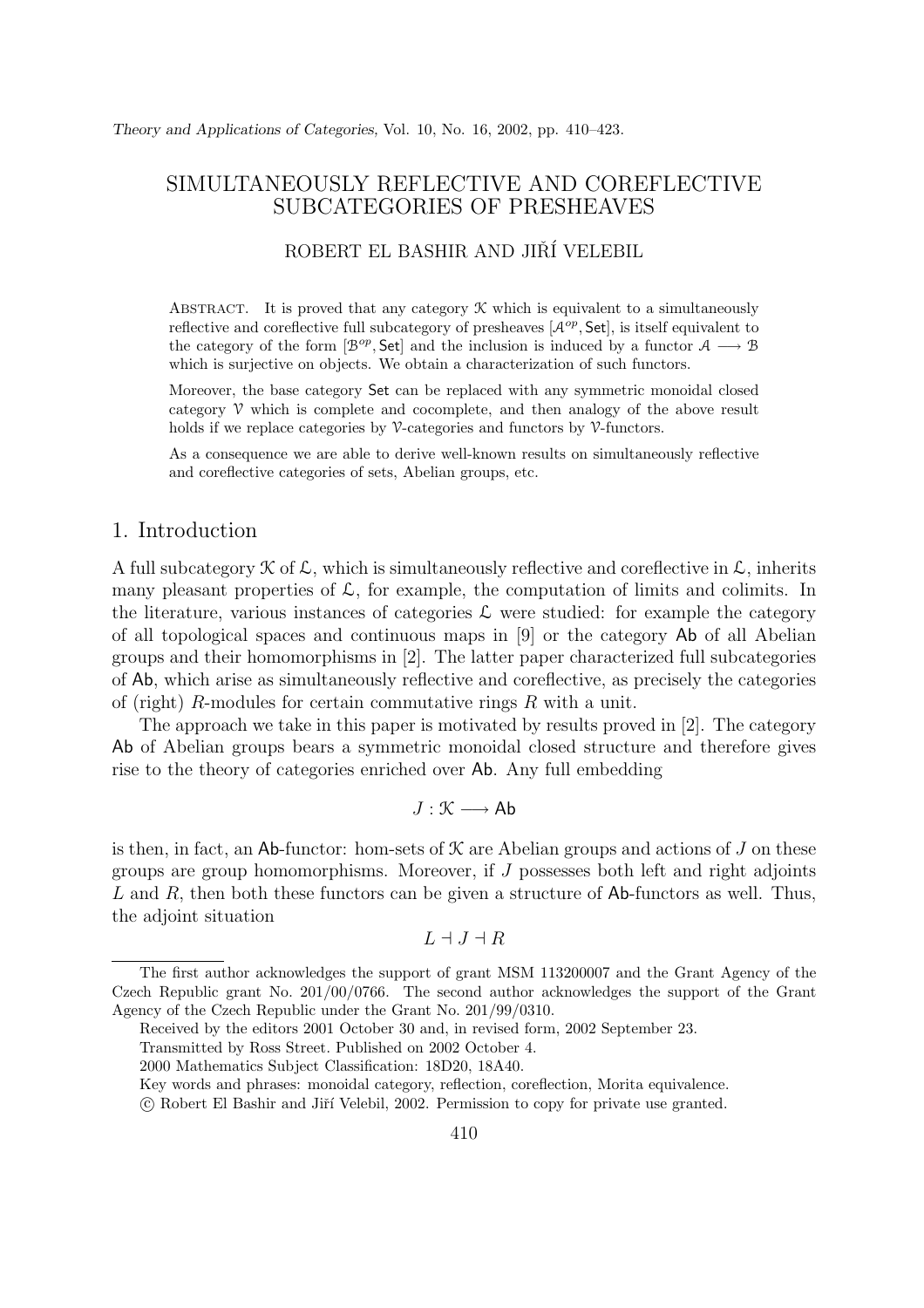# SIMULTANEOUSLY REFLECTIVE AND COREFLECTIVE SUBCATEGORIES OF PRESHEAVES

ROBERT EL BASHIR AND JIŘÍ VELEBIL

ABSTRACT. It is proved that any category $\mathcal{K}$ which is equivalent to a simultaneously reflective and coreflective full subcategory of presheaves $[\mathcal{A}^{op}, \mathsf{Set}]$, is itself equivalent to the category of the form $[\mathcal{B}^{op}, \mathsf{Set}]$ and the inclusion is induced by a functor $\mathcal{A} \longrightarrow \mathcal{B}$ which is surjective on objects. We obtain a characterization of such functors.

Moreover, the base category $\mathsf{Set}$ can be replaced with any symmetric monoidal closed category $\mathcal{V}$ which is complete and cocomplete, and then analogy of the above result holds if we replace categories by $\mathcal{V}$-categories and functors by $\mathcal{V}$-functors.

As a consequence we are able to derive well-known results on simultaneously reflective and coreflective categories of sets, Abelian groups, etc.

## 1. Introduction

A full subcategory $\mathcal{K}$ of $\mathcal{L}$, which is simultaneously reflective and coreflective in $\mathcal{L}$, inherits many pleasant properties of $\mathcal{L}$, for example, the computation of limits and colimits. In the literature, various instances of categories $\mathcal{L}$ were studied: for example the category of all topological spaces and continuous maps in [9] or the category $\mathsf{Ab}$ of all Abelian groups and their homomorphisms in [2]. The latter paper characterized full subcategories of $\mathsf{Ab}$, which arise as simultaneously reflective and coreflective, as precisely the categories of (right) $R$-modules for certain commutative rings $R$ with a unit.

The approach we take in this paper is motivated by results proved in [2]. The category $\mathsf{Ab}$ of Abelian groups bears a symmetric monoidal closed structure and therefore gives rise to the theory of categories enriched over $\mathsf{Ab}$. Any full embedding

$$J : \mathcal{K} \longrightarrow \mathsf{Ab}$$

is then, in fact, an $\mathsf{Ab}$-functor: hom-sets of $\mathcal{K}$ are Abelian groups and actions of $J$ on these groups are group homomorphisms. Moreover, if $J$ possesses both left and right adjoints $L$ and $R$, then both these functors can be given a structure of $\mathsf{Ab}$-functors as well. Thus, the adjoint situation

$$L \dashv J \dashv R$$

The first author acknowledges the support of grant MSM 113200007 and the Grant Agency of the Czech Republic grant No. 201/00/0766. The second author acknowledges the support of the Grant Agency of the Czech Republic under the Grant No. 201/99/0310.

Received by the editors 2001 October 30 and, in revised form, 2002 September 23.

Transmitted by Ross Street. Published on 2002 October 4.

2000 Mathematics Subject Classification: 18D20, 18A40.

Key words and phrases: monoidal category, reflection, coreflection, Morita equivalence.

© Robert El Bashir and Jiří Velebil, 2002. Permission to copy for private use granted.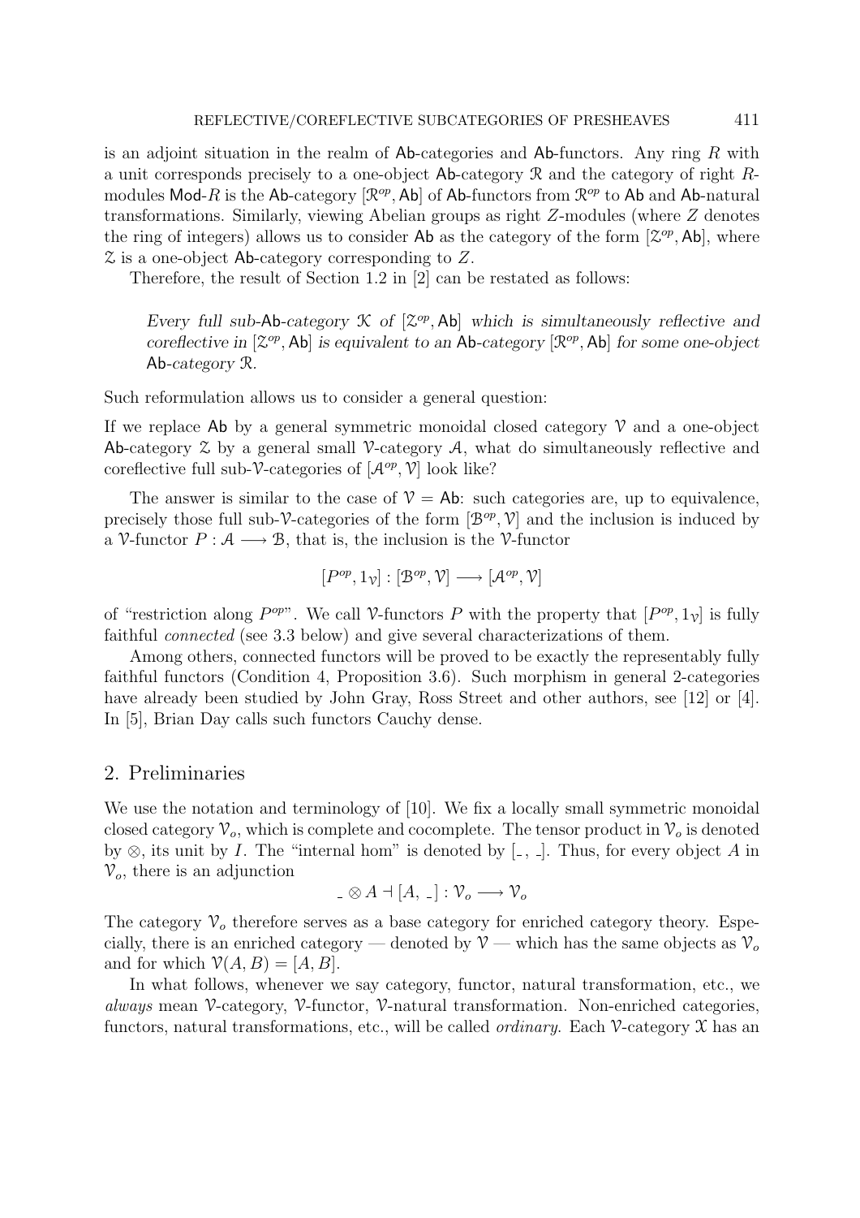is an adjoint situation in the realm of Ab-categories and Ab-functors. Any ring $R$ with a unit corresponds precisely to a one-object Ab-category $\mathcal{R}$ and the category of right $R$-modules Mod-$R$ is the Ab-category $[\mathcal{R}^{op}, \mathsf{Ab}]$ of Ab-functors from $\mathcal{R}^{op}$ to Ab and Ab-natural transformations. Similarly, viewing Abelian groups as right $Z$-modules (where $Z$ denotes the ring of integers) allows us to consider Ab as the category of the form $[\mathcal{Z}^{op}, \mathsf{Ab}]$, where $\mathcal{Z}$ is a one-object Ab-category corresponding to $Z$.

Therefore, the result of Section 1.2 in [2] can be restated as follows:

> *Every full sub-*Ab*-category $\mathcal{K}$ of $[\mathcal{Z}^{op}, \mathsf{Ab}]$ which is simultaneously reflective and coreflective in $[\mathcal{Z}^{op}, \mathsf{Ab}]$ is equivalent to an* Ab*-category $[\mathcal{R}^{op}, \mathsf{Ab}]$ for some one-object* Ab*-category $\mathcal{R}$.*

Such reformulation allows us to consider a general question:

If we replace Ab by a general symmetric monoidal closed category $\mathcal{V}$ and a one-object Ab-category $\mathcal{Z}$ by a general small $\mathcal{V}$-category $\mathcal{A}$, what do simultaneously reflective and coreflective full sub-$\mathcal{V}$-categories of $[\mathcal{A}^{op}, \mathcal{V}]$ look like?

The answer is similar to the case of $\mathcal{V} = \mathsf{Ab}$: such categories are, up to equivalence, precisely those full sub-$\mathcal{V}$-categories of the form $[\mathcal{B}^{op}, \mathcal{V}]$ and the inclusion is induced by a $\mathcal{V}$-functor $P : \mathcal{A} \longrightarrow \mathcal{B}$, that is, the inclusion is the $\mathcal{V}$-functor

$$[P^{op}, 1_{\mathcal{V}}] : [\mathcal{B}^{op}, \mathcal{V}] \longrightarrow [\mathcal{A}^{op}, \mathcal{V}]$$

of "restriction along $P^{op}$". We call $\mathcal{V}$-functors $P$ with the property that $[P^{op}, 1_{\mathcal{V}}]$ is fully faithful *connected* (see 3.3 below) and give several characterizations of them.

Among others, connected functors will be proved to be exactly the representably fully faithful functors (Condition 4, Proposition 3.6). Such morphism in general 2-categories have already been studied by John Gray, Ross Street and other authors, see [12] or [4]. In [5], Brian Day calls such functors Cauchy dense.

## 2. Preliminaries

We use the notation and terminology of [10]. We fix a locally small symmetric monoidal closed category $\mathcal{V}_o$, which is complete and cocomplete. The tensor product in $\mathcal{V}_o$ is denoted by $\otimes$, its unit by $I$. The "internal hom" is denoted by $[\_, \_]$. Thus, for every object $A$ in $\mathcal{V}_o$, there is an adjunction

$$\_ \otimes A \dashv [A, \_] : \mathcal{V}_o \longrightarrow \mathcal{V}_o$$

The category $\mathcal{V}_o$ therefore serves as a base category for enriched category theory. Especially, there is an enriched category — denoted by $\mathcal{V}$ — which has the same objects as $\mathcal{V}_o$ and for which $\mathcal{V}(A, B) = [A, B]$.

In what follows, whenever we say category, functor, natural transformation, etc., we *always* mean $\mathcal{V}$-category, $\mathcal{V}$-functor, $\mathcal{V}$-natural transformation. Non-enriched categories, functors, natural transformations, etc., will be called *ordinary*. Each $\mathcal{V}$-category $\mathcal{X}$ has an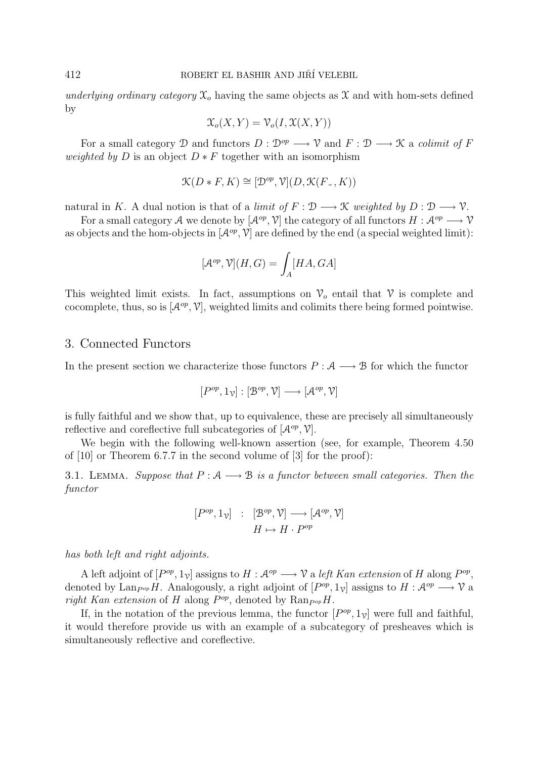*underlying ordinary category* $\mathcal{X}_o$ having the same objects as $\mathcal{X}$ and with hom-sets defined by

$$\mathcal{X}_o(X, Y) = \mathcal{V}_o(I, \mathcal{X}(X, Y))$$

For a small category $\mathcal{D}$ and functors $D : \mathcal{D}^{op} \longrightarrow \mathcal{V}$ and $F : \mathcal{D} \longrightarrow \mathcal{K}$ a *colimit of $F$ weighted by $D$* is an object $D * F$ together with an isomorphism

$$\mathcal{K}(D * F, K) \cong [\mathcal{D}^{op}, \mathcal{V}](D, \mathcal{K}(F_-, K))$$

natural in $K$. A dual notion is that of a *limit of $F : \mathcal{D} \longrightarrow \mathcal{K}$ weighted by $D : \mathcal{D} \longrightarrow \mathcal{V}$*.

For a small category $\mathcal{A}$ we denote by $[\mathcal{A}^{op}, \mathcal{V}]$ the category of all functors $H : \mathcal{A}^{op} \longrightarrow \mathcal{V}$ as objects and the hom-objects in $[\mathcal{A}^{op}, \mathcal{V}]$ are defined by the end (a special weighted limit):

$$[\mathcal{A}^{op}, \mathcal{V}](H, G) = \int_A [HA, GA]$$

This weighted limit exists. In fact, assumptions on $\mathcal{V}_o$ entail that $\mathcal{V}$ is complete and cocomplete, thus, so is $[\mathcal{A}^{op}, \mathcal{V}]$, weighted limits and colimits there being formed pointwise.

## 3. Connected Functors

In the present section we characterize those functors $P : \mathcal{A} \longrightarrow \mathcal{B}$ for which the functor

$$[P^{op}, 1_{\mathcal{V}}] : [\mathcal{B}^{op}, \mathcal{V}] \longrightarrow [\mathcal{A}^{op}, \mathcal{V}]$$

is fully faithful and we show that, up to equivalence, these are precisely all simultaneously reflective and coreflective full subcategories of $[\mathcal{A}^{op}, \mathcal{V}]$.

We begin with the following well-known assertion (see, for example, Theorem 4.50 of [10] or Theorem 6.7.7 in the second volume of [3] for the proof):

3.1. Lemma. *Suppose that $P : \mathcal{A} \longrightarrow \mathcal{B}$ is a functor between small categories. Then the functor*

$$\begin{aligned} [P^{op}, 1_{\mathcal{V}}] \quad : \quad & [\mathcal{B}^{op}, \mathcal{V}] \longrightarrow [\mathcal{A}^{op}, \mathcal{V}] \\ & H \mapsto H \cdot P^{op} \end{aligned}$$

*has both left and right adjoints.*

A left adjoint of $[P^{op}, 1_{\mathcal{V}}]$ assigns to $H : \mathcal{A}^{op} \longrightarrow \mathcal{V}$ a *left Kan extension* of $H$ along $P^{op}$, denoted by $\mathrm{Lan}_{P^{op}} H$. Analogously, a right adjoint of $[P^{op}, 1_{\mathcal{V}}]$ assigns to $H : \mathcal{A}^{op} \longrightarrow \mathcal{V}$ a *right Kan extension* of $H$ along $P^{op}$, denoted by $\mathrm{Ran}_{P^{op}} H$.

If, in the notation of the previous lemma, the functor $[P^{op}, 1_{\mathcal{V}}]$ were full and faithful, it would therefore provide us with an example of a subcategory of presheaves which is simultaneously reflective and coreflective.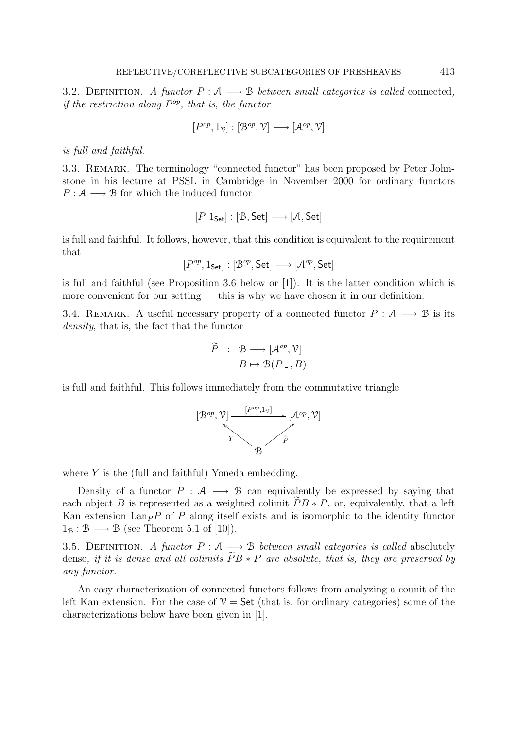**3.2. Definition.** *A functor $P : \mathcal{A} \longrightarrow \mathcal{B}$ between small categories is called* connected*, if the restriction along $P^{op}$, that is, the functor*

$$[P^{op}, 1_{\mathcal{V}}] : [\mathcal{B}^{op}, \mathcal{V}] \longrightarrow [\mathcal{A}^{op}, \mathcal{V}]$$

*is full and faithful.*

**3.3. Remark.** The terminology "connected functor" has been proposed by Peter Johnstone in his lecture at PSSL in Cambridge in November 2000 for ordinary functors $P : \mathcal{A} \longrightarrow \mathcal{B}$ for which the induced functor

$$[P, 1_{\mathsf{Set}}] : [\mathcal{B}, \mathsf{Set}] \longrightarrow [\mathcal{A}, \mathsf{Set}]$$

is full and faithful. It follows, however, that this condition is equivalent to the requirement that

$$[P^{op}, 1_{\mathsf{Set}}] : [\mathcal{B}^{op}, \mathsf{Set}] \longrightarrow [\mathcal{A}^{op}, \mathsf{Set}]$$

is full and faithful (see Proposition 3.6 below or [1]). It is the latter condition which is more convenient for our setting — this is why we have chosen it in our definition.

**3.4. Remark.** A useful necessary property of a connected functor $P : \mathcal{A} \longrightarrow \mathcal{B}$ is its *density*, that is, the fact that the functor

$$\widetilde{P} \;:\; \mathcal{B} \longrightarrow [\mathcal{A}^{op}, \mathcal{V}]$$
$$B \mapsto \mathcal{B}(P\,\_\,, B)$$

is full and faithful. This follows immediately from the commutative triangle

$$\begin{array}{ccc} [\mathcal{B}^{op}, \mathcal{V}] & \xrightarrow{[P^{op}, 1_{\mathcal{V}}]} & [\mathcal{A}^{op}, \mathcal{V}] \\ & {\scriptstyle Y} \nwarrow \quad \nearrow {\scriptstyle \widetilde{P}} & \\ & \mathcal{B} & \end{array}$$

where $Y$ is the (full and faithful) Yoneda embedding.

Density of a functor $P : \mathcal{A} \longrightarrow \mathcal{B}$ can equivalently be expressed by saying that each object $B$ is represented as a weighted colimit $\widetilde{P}B * P$, or, equivalently, that a left Kan extension $\mathrm{Lan}_P P$ of $P$ along itself exists and is isomorphic to the identity functor $1_{\mathcal{B}} : \mathcal{B} \longrightarrow \mathcal{B}$ (see Theorem 5.1 of [10]).

**3.5. Definition.** *A functor $P : \mathcal{A} \longrightarrow \mathcal{B}$ between small categories is called* absolutely dense*, if it is dense and all colimits $\widetilde{P}B * P$ are absolute, that is, they are preserved by any functor.*

An easy characterization of connected functors follows from analyzing a counit of the left Kan extension. For the case of $\mathcal{V} = \mathsf{Set}$ (that is, for ordinary categories) some of the characterizations below have been given in [1].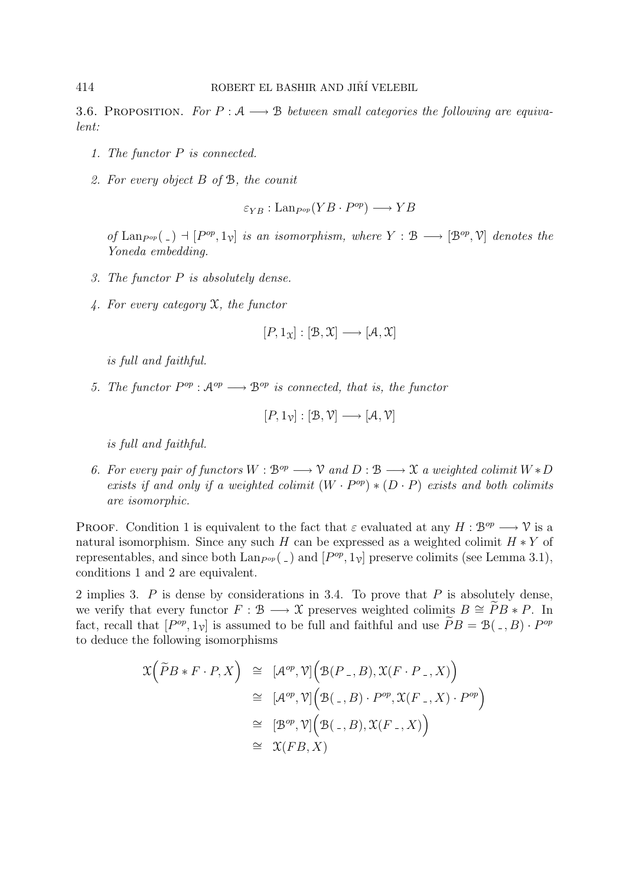3.6. Proposition. *For $P : \mathcal{A} \longrightarrow \mathcal{B}$ between small categories the following are equivalent:*

1. *The functor $P$ is connected.*
2. *For every object $B$ of $\mathcal{B}$, the counit*

$$\varepsilon_{YB} : \mathrm{Lan}_{P^{op}}(YB \cdot P^{op}) \longrightarrow YB$$

*of $\mathrm{Lan}_{P^{op}}(\_) \dashv [P^{op}, 1_{\mathcal{V}}]$ is an isomorphism, where $Y : \mathcal{B} \longrightarrow [\mathcal{B}^{op}, \mathcal{V}]$ denotes the Yoneda embedding.*

3. *The functor $P$ is absolutely dense.*
4. *For every category $\mathcal{X}$, the functor*

$$[P, 1_{\mathcal{X}}] : [\mathcal{B}, \mathcal{X}] \longrightarrow [\mathcal{A}, \mathcal{X}]$$

*is full and faithful.*

5. *The functor $P^{op} : \mathcal{A}^{op} \longrightarrow \mathcal{B}^{op}$ is connected, that is, the functor*

$$[P, 1_{\mathcal{V}}] : [\mathcal{B}, \mathcal{V}] \longrightarrow [\mathcal{A}, \mathcal{V}]$$

*is full and faithful.*

6. *For every pair of functors $W : \mathcal{B}^{op} \longrightarrow \mathcal{V}$ and $D : \mathcal{B} \longrightarrow \mathcal{X}$ a weighted colimit $W * D$ exists if and only if a weighted colimit $(W \cdot P^{op}) * (D \cdot P)$ exists and both colimits are isomorphic.*

Proof. Condition 1 is equivalent to the fact that $\varepsilon$ evaluated at any $H : \mathcal{B}^{op} \longrightarrow \mathcal{V}$ is a natural isomorphism. Since any such $H$ can be expressed as a weighted colimit $H * Y$ of representables, and since both $\mathrm{Lan}_{P^{op}}(\_)$ and $[P^{op}, 1_{\mathcal{V}}]$ preserve colimits (see Lemma 3.1), conditions 1 and 2 are equivalent.

2 implies 3. $P$ is dense by considerations in 3.4. To prove that $P$ is absolutely dense, we verify that every functor $F : \mathcal{B} \longrightarrow \mathcal{X}$ preserves weighted colimits $B \cong \widetilde{P}B * P$. In fact, recall that $[P^{op}, 1_{\mathcal{V}}]$ is assumed to be full and faithful and use $\widetilde{P}B = \mathcal{B}(\_, B) \cdot P^{op}$ to deduce the following isomorphisms

$$\begin{aligned}
\mathcal{X}\Big(\widetilde{P}B * F \cdot P, X\Big) &\cong [\mathcal{A}^{op}, \mathcal{V}]\Big(\mathcal{B}(P\_, B), \mathcal{X}(F \cdot P\_, X)\Big) \\
&\cong [\mathcal{A}^{op}, \mathcal{V}]\Big(\mathcal{B}(\_, B) \cdot P^{op}, \mathcal{X}(F\_, X) \cdot P^{op}\Big) \\
&\cong [\mathcal{B}^{op}, \mathcal{V}]\Big(\mathcal{B}(\_, B), \mathcal{X}(F\_, X)\Big) \\
&\cong \mathcal{X}(FB, X)
\end{aligned}$$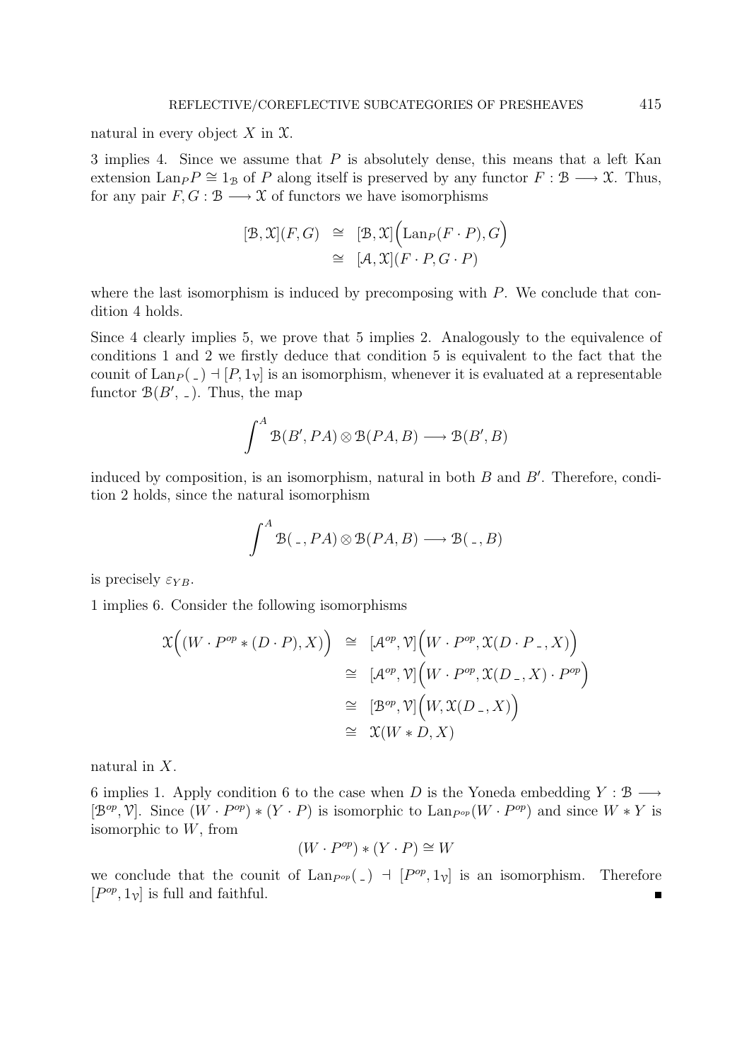natural in every object $X$ in $\mathcal{X}$.

3 implies 4. Since we assume that $P$ is absolutely dense, this means that a left Kan extension $\mathrm{Lan}_P P \cong 1_{\mathcal{B}}$ of $P$ along itself is preserved by any functor $F : \mathcal{B} \longrightarrow \mathcal{X}$. Thus, for any pair $F, G : \mathcal{B} \longrightarrow \mathcal{X}$ of functors we have isomorphisms

$$\begin{aligned} [\mathcal{B}, \mathcal{X}](F, G) &\cong [\mathcal{B}, \mathcal{X}]\Big(\mathrm{Lan}_P(F \cdot P), G\Big) \\ &\cong [\mathcal{A}, \mathcal{X}](F \cdot P, G \cdot P) \end{aligned}$$

where the last isomorphism is induced by precomposing with $P$. We conclude that condition 4 holds.

Since 4 clearly implies 5, we prove that 5 implies 2. Analogously to the equivalence of conditions 1 and 2 we firstly deduce that condition 5 is equivalent to the fact that the counit of $\mathrm{Lan}_P(\,\_\,) \dashv [P, 1_{\mathcal{V}}]$ is an isomorphism, whenever it is evaluated at a representable functor $\mathcal{B}(B', \_\,)$. Thus, the map

$$\int^A \mathcal{B}(B', PA) \otimes \mathcal{B}(PA, B) \longrightarrow \mathcal{B}(B', B)$$

induced by composition, is an isomorphism, natural in both $B$ and $B'$. Therefore, condition 2 holds, since the natural isomorphism

$$\int^A \mathcal{B}(\,\_\,, PA) \otimes \mathcal{B}(PA, B) \longrightarrow \mathcal{B}(\,\_\,, B)$$

is precisely $\varepsilon_{YB}$.

1 implies 6. Consider the following isomorphisms

$$\begin{aligned} \mathcal{X}\Big((W \cdot P^{op} * (D \cdot P), X)\Big) &\cong [\mathcal{A}^{op}, \mathcal{V}]\Big(W \cdot P^{op}, \mathcal{X}(D \cdot P\,\_\,, X)\Big) \\ &\cong [\mathcal{A}^{op}, \mathcal{V}]\Big(W \cdot P^{op}, \mathcal{X}(D\,\_\,, X) \cdot P^{op}\Big) \\ &\cong [\mathcal{B}^{op}, \mathcal{V}]\Big(W, \mathcal{X}(D\,\_\,, X)\Big) \\ &\cong \mathcal{X}(W * D, X) \end{aligned}$$

natural in $X$.

6 implies 1. Apply condition 6 to the case when $D$ is the Yoneda embedding $Y : \mathcal{B} \longrightarrow [\mathcal{B}^{op}, \mathcal{V}]$. Since $(W \cdot P^{op}) * (Y \cdot P)$ is isomorphic to $\mathrm{Lan}_{P^{op}}(W \cdot P^{op})$ and since $W * Y$ is isomorphic to $W$, from

$$(W \cdot P^{op}) * (Y \cdot P) \cong W$$

we conclude that the counit of $\mathrm{Lan}_{P^{op}}(\,\_\,) \dashv [P^{op}, 1_{\mathcal{V}}]$ is an isomorphism. Therefore $[P^{op}, 1_{\mathcal{V}}]$ is full and faithful. ∎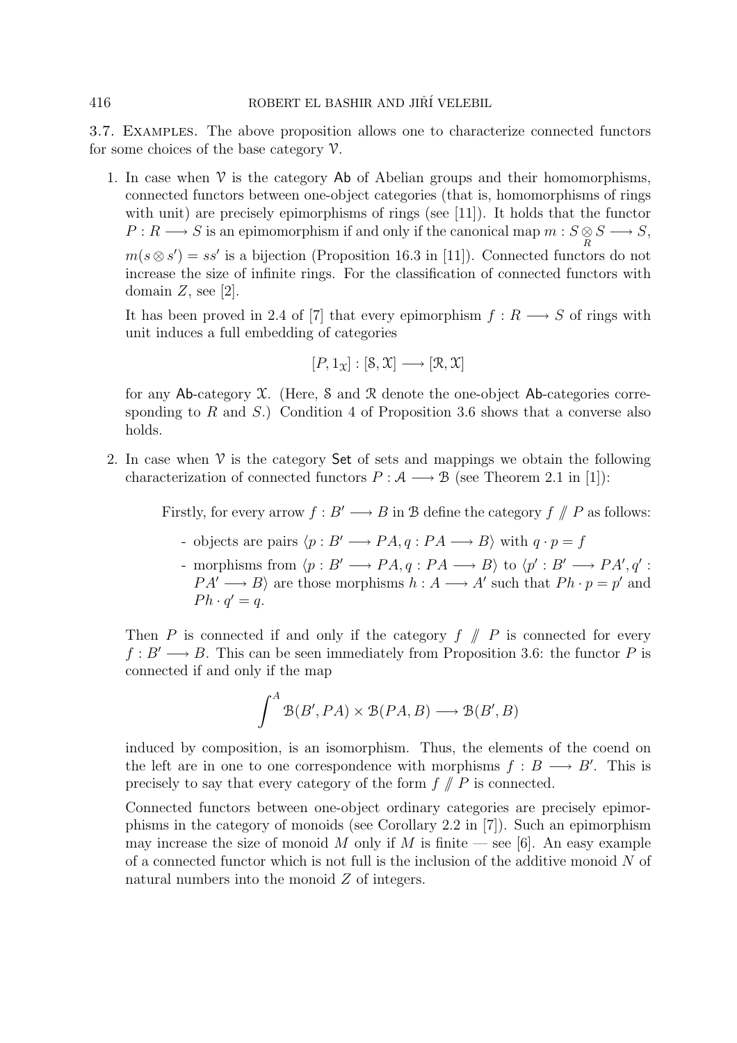3.7. Examples. The above proposition allows one to characterize connected functors for some choices of the base category $\mathcal{V}$.

1. In case when $\mathcal{V}$ is the category $\mathsf{Ab}$ of Abelian groups and their homomorphisms, connected functors between one-object categories (that is, homomorphisms of rings with unit) are precisely epimorphisms of rings (see [11]). It holds that the functor $P : R \longrightarrow S$ is an epimomorphism if and only if the canonical map $m : S \underset{R}{\otimes} S \longrightarrow S$, $m(s \otimes s') = ss'$ is a bijection (Proposition 16.3 in [11]). Connected functors do not increase the size of infinite rings. For the classification of connected functors with domain $Z$, see [2].

   It has been proved in 2.4 of [7] that every epimorphism $f : R \longrightarrow S$ of rings with unit induces a full embedding of categories

   $$[P, 1_{\mathcal{X}}] : [\mathcal{S}, \mathcal{X}] \longrightarrow [\mathcal{R}, \mathcal{X}]$$

   for any $\mathsf{Ab}$-category $\mathcal{X}$. (Here, $\mathcal{S}$ and $\mathcal{R}$ denote the one-object $\mathsf{Ab}$-categories corresponding to $R$ and $S$.) Condition 4 of Proposition 3.6 shows that a converse also holds.

2. In case when $\mathcal{V}$ is the category $\mathsf{Set}$ of sets and mappings we obtain the following characterization of connected functors $P : \mathcal{A} \longrightarrow \mathcal{B}$ (see Theorem 2.1 in [1]):

   Firstly, for every arrow $f : B' \longrightarrow B$ in $\mathcal{B}$ define the category $f \mathbin{/\!\!/} P$ as follows:

   - objects are pairs $\langle p : B' \longrightarrow PA, q : PA \longrightarrow B \rangle$ with $q \cdot p = f$
   - morphisms from $\langle p : B' \longrightarrow PA, q : PA \longrightarrow B \rangle$ to $\langle p' : B' \longrightarrow PA', q' : PA' \longrightarrow B \rangle$ are those morphisms $h : A \longrightarrow A'$ such that $Ph \cdot p = p'$ and $Ph \cdot q' = q$.

   Then $P$ is connected if and only if the category $f \mathbin{/\!\!/} P$ is connected for every $f : B' \longrightarrow B$. This can be seen immediately from Proposition 3.6: the functor $P$ is connected if and only if the map

   $$\int^{A} \mathcal{B}(B', PA) \times \mathcal{B}(PA, B) \longrightarrow \mathcal{B}(B', B)$$

   induced by composition, is an isomorphism. Thus, the elements of the coend on the left are in one to one correspondence with morphisms $f : B \longrightarrow B'$. This is precisely to say that every category of the form $f \mathbin{/\!\!/} P$ is connected.

   Connected functors between one-object ordinary categories are precisely epimorphisms in the category of monoids (see Corollary 2.2 in [7]). Such an epimorphism may increase the size of monoid $M$ only if $M$ is finite — see [6]. An easy example of a connected functor which is not full is the inclusion of the additive monoid $N$ of natural numbers into the monoid $Z$ of integers.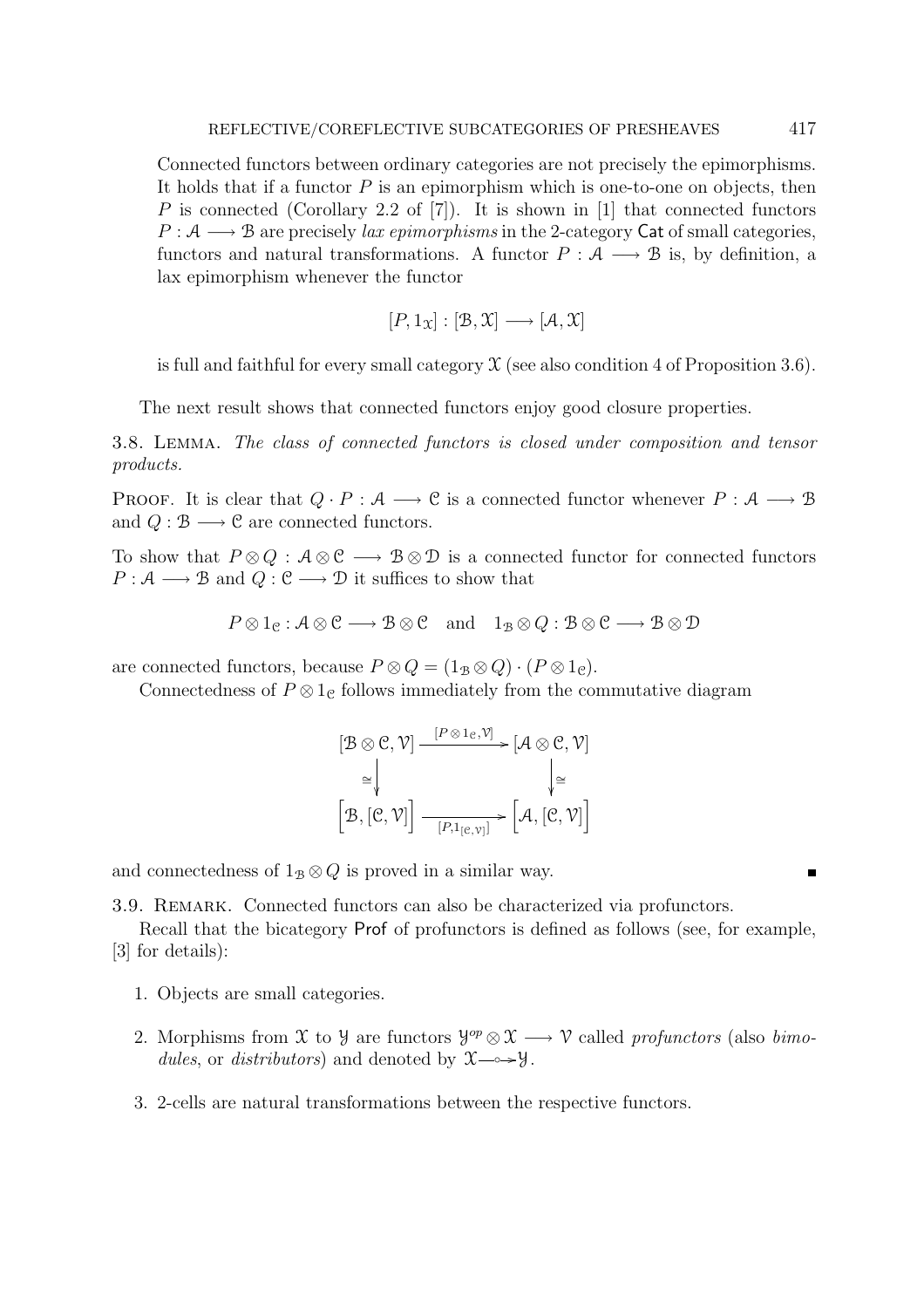Connected functors between ordinary categories are not precisely the epimorphisms. It holds that if a functor $P$ is an epimorphism which is one-to-one on objects, then $P$ is connected (Corollary 2.2 of [7]). It is shown in [1] that connected functors $P : \mathcal{A} \longrightarrow \mathcal{B}$ are precisely *lax epimorphisms* in the 2-category $\mathsf{Cat}$ of small categories, functors and natural transformations. A functor $P : \mathcal{A} \longrightarrow \mathcal{B}$ is, by definition, a lax epimorphism whenever the functor

$$[P, 1_{\mathcal{X}}] : [\mathcal{B}, \mathcal{X}] \longrightarrow [\mathcal{A}, \mathcal{X}]$$

is full and faithful for every small category $\mathcal{X}$ (see also condition 4 of Proposition 3.6).

The next result shows that connected functors enjoy good closure properties.

3.8. Lemma. *The class of connected functors is closed under composition and tensor products.*

Proof. It is clear that $Q \cdot P : \mathcal{A} \longrightarrow \mathcal{C}$ is a connected functor whenever $P : \mathcal{A} \longrightarrow \mathcal{B}$ and $Q : \mathcal{B} \longrightarrow \mathcal{C}$ are connected functors.

To show that $P \otimes Q : \mathcal{A} \otimes \mathcal{C} \longrightarrow \mathcal{B} \otimes \mathcal{D}$ is a connected functor for connected functors $P : \mathcal{A} \longrightarrow \mathcal{B}$ and $Q : \mathcal{C} \longrightarrow \mathcal{D}$ it suffices to show that

$$P \otimes 1_{\mathcal{C}} : \mathcal{A} \otimes \mathcal{C} \longrightarrow \mathcal{B} \otimes \mathcal{C} \quad \text{and} \quad 1_{\mathcal{B}} \otimes Q : \mathcal{B} \otimes \mathcal{C} \longrightarrow \mathcal{B} \otimes \mathcal{D}$$

are connected functors, because $P \otimes Q = (1_{\mathcal{B}} \otimes Q) \cdot (P \otimes 1_{\mathcal{C}})$.

Connectedness of $P \otimes 1_{\mathcal{C}}$ follows immediately from the commutative diagram

$$\begin{array}{ccc}
[\mathcal{B} \otimes \mathcal{C}, \mathcal{V}] & \xrightarrow{[P \otimes 1_{\mathcal{C}}, \mathcal{V}]} & [\mathcal{A} \otimes \mathcal{C}, \mathcal{V}] \\
\cong \downarrow & & \downarrow \cong \\
\Big[\mathcal{B}, [\mathcal{C}, \mathcal{V}]\Big] & \xrightarrow[{[P, 1_{[\mathcal{C}, \mathcal{V}]}]}]{} & \Big[\mathcal{A}, [\mathcal{C}, \mathcal{V}]\Big]
\end{array}$$

and connectedness of $1_{\mathcal{B}} \otimes Q$ is proved in a similar way. ∎

3.9. Remark. Connected functors can also be characterized via profunctors.

Recall that the bicategory $\mathsf{Prof}$ of profunctors is defined as follows (see, for example, [3] for details):

1. Objects are small categories.
2. Morphisms from $\mathcal{X}$ to $\mathcal{Y}$ are functors $\mathcal{Y}^{op} \otimes \mathcal{X} \longrightarrow \mathcal{V}$ called *profunctors* (also *bimodules*, or *distributors*) and denoted by $\mathcal{X} \longrightarrow\!\!\!\!\!\circ\;\; \mathcal{Y}$.
3. 2-cells are natural transformations between the respective functors.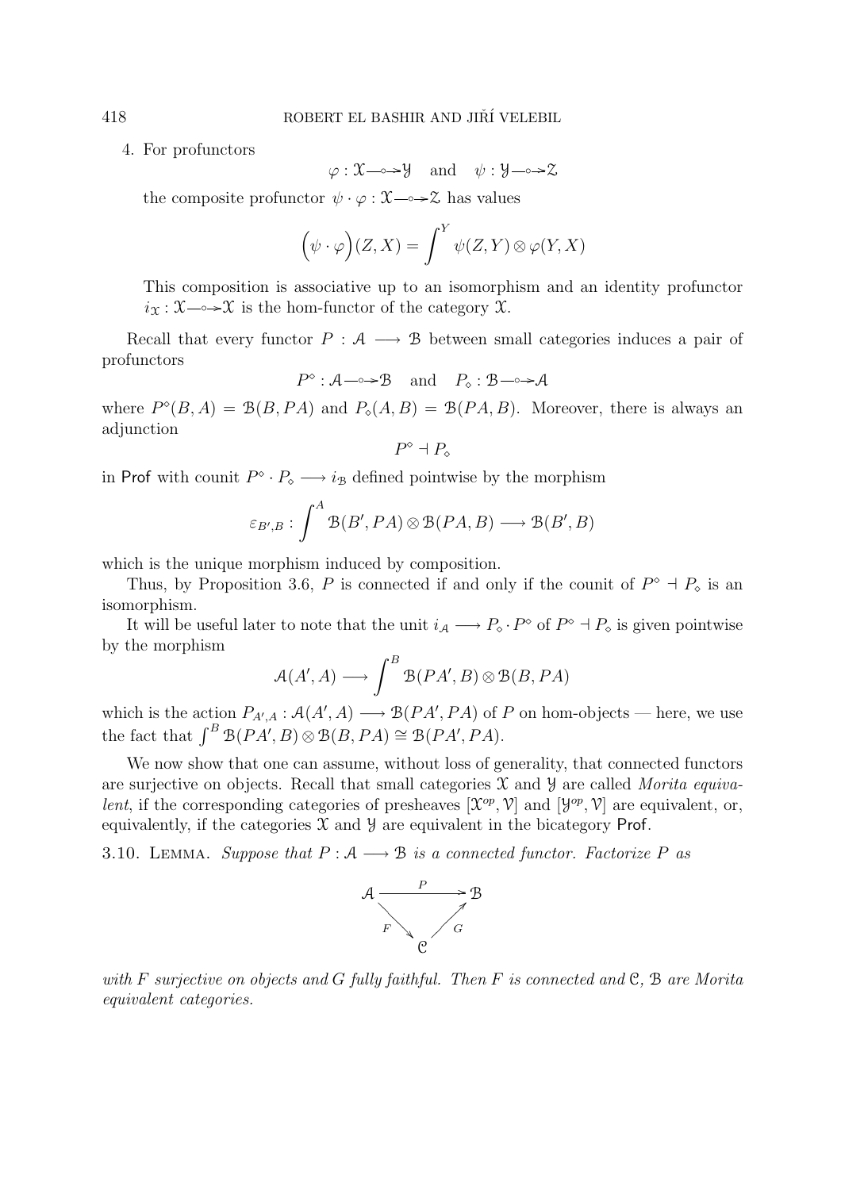4. For profunctors

$$\varphi : \mathcal{X} \longrightarrow\!\!\!\!\!\circ\;\; \mathcal{Y} \quad \text{and} \quad \psi : \mathcal{Y} \longrightarrow\!\!\!\!\!\circ\;\; \mathcal{Z}$$

the composite profunctor $\psi \cdot \varphi : \mathcal{X} \longrightarrow\!\!\!\!\!\circ\;\; \mathcal{Z}$ has values

$$\Big(\psi \cdot \varphi\Big)(Z, X) = \int^{Y} \psi(Z, Y) \otimes \varphi(Y, X)$$

This composition is associative up to an isomorphism and an identity profunctor $i_{\mathcal{X}} : \mathcal{X} \longrightarrow\!\!\!\!\!\circ\;\; \mathcal{X}$ is the hom-functor of the category $\mathcal{X}$.

Recall that every functor $P : \mathcal{A} \longrightarrow \mathcal{B}$ between small categories induces a pair of profunctors

$$P^{\diamond} : \mathcal{A} \longrightarrow\!\!\!\!\!\circ\;\; \mathcal{B} \quad \text{and} \quad P_{\diamond} : \mathcal{B} \longrightarrow\!\!\!\!\!\circ\;\; \mathcal{A}$$

where $P^{\diamond}(B, A) = \mathcal{B}(B, PA)$ and $P_{\diamond}(A, B) = \mathcal{B}(PA, B)$. Moreover, there is always an adjunction

$$P^{\diamond} \dashv P_{\diamond}$$

in Prof with counit $P^{\diamond} \cdot P_{\diamond} \longrightarrow i_{\mathcal{B}}$ defined pointwise by the morphism

$$\varepsilon_{B',B} : \int^{A} \mathcal{B}(B', PA) \otimes \mathcal{B}(PA, B) \longrightarrow \mathcal{B}(B', B)$$

which is the unique morphism induced by composition.

Thus, by Proposition 3.6, $P$ is connected if and only if the counit of $P^{\diamond} \dashv P_{\diamond}$ is an isomorphism.

It will be useful later to note that the unit $i_{\mathcal{A}} \longrightarrow P_{\diamond} \cdot P^{\diamond}$ of $P^{\diamond} \dashv P_{\diamond}$ is given pointwise by the morphism

$$\mathcal{A}(A', A) \longrightarrow \int^{B} \mathcal{B}(PA', B) \otimes \mathcal{B}(B, PA)$$

which is the action $P_{A',A} : \mathcal{A}(A', A) \longrightarrow \mathcal{B}(PA', PA)$ of $P$ on hom-objects — here, we use the fact that $\int^{B} \mathcal{B}(PA', B) \otimes \mathcal{B}(B, PA) \cong \mathcal{B}(PA', PA)$.

We now show that one can assume, without loss of generality, that connected functors are surjective on objects. Recall that small categories $\mathcal{X}$ and $\mathcal{Y}$ are called *Morita equivalent*, if the corresponding categories of presheaves $[\mathcal{X}^{op}, \mathcal{V}]$ and $[\mathcal{Y}^{op}, \mathcal{V}]$ are equivalent, or, equivalently, if the categories $\mathcal{X}$ and $\mathcal{Y}$ are equivalent in the bicategory Prof.

3.10. Lemma. *Suppose that $P : \mathcal{A} \longrightarrow \mathcal{B}$ is a connected functor. Factorize $P$ as*

$$\begin{array}{ccc} \mathcal{A} & \xrightarrow{\quad P \quad} & \mathcal{B} \\ & {\scriptstyle F} \searrow \quad \nearrow {\scriptstyle G} & \\ & \mathcal{C} & \end{array}$$

*with $F$ surjective on objects and $G$ fully faithful. Then $F$ is connected and $\mathcal{C}$, $\mathcal{B}$ are Morita equivalent categories.*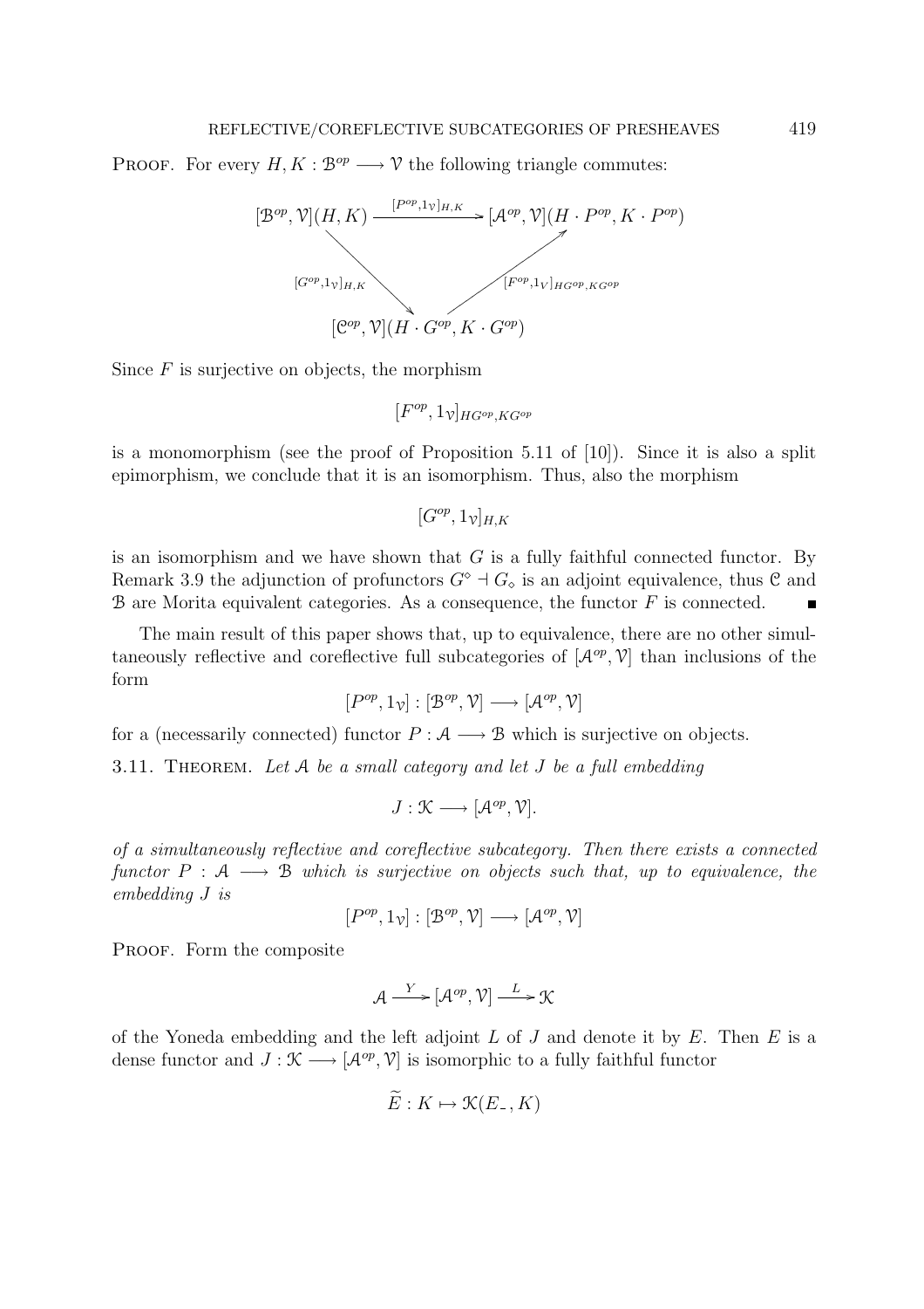PROOF. For every $H, K : \mathcal{B}^{op} \longrightarrow \mathcal{V}$ the following triangle commutes:

$$
\begin{array}{ccc}
[\mathcal{B}^{op}, \mathcal{V}](H, K) & \xrightarrow{[P^{op}, 1_{\mathcal{V}}]_{H,K}} & [\mathcal{A}^{op}, \mathcal{V}](H \cdot P^{op}, K \cdot P^{op}) \\
& {\scriptstyle [G^{op}, 1_{\mathcal{V}}]_{H,K}} \searrow \quad \nearrow {\scriptstyle [F^{op}, 1_{V}]_{HG^{op}, KG^{op}}} & \\
& [\mathcal{C}^{op}, \mathcal{V}](H \cdot G^{op}, K \cdot G^{op}) &
\end{array}
$$

Since $F$ is surjective on objects, the morphism

$$[F^{op}, 1_{\mathcal{V}}]_{HG^{op}, KG^{op}}$$

is a monomorphism (see the proof of Proposition 5.11 of [10]). Since it is also a split epimorphism, we conclude that it is an isomorphism. Thus, also the morphism

$$[G^{op}, 1_{\mathcal{V}}]_{H,K}$$

is an isomorphism and we have shown that $G$ is a fully faithful connected functor. By Remark 3.9 the adjunction of profunctors $G^{\diamond} \dashv G_{\diamond}$ is an adjoint equivalence, thus $\mathcal{C}$ and $\mathcal{B}$ are Morita equivalent categories. As a consequence, the functor $F$ is connected. ∎

The main result of this paper shows that, up to equivalence, there are no other simultaneously reflective and coreflective full subcategories of $[\mathcal{A}^{op}, \mathcal{V}]$ than inclusions of the form

$$[P^{op}, 1_{\mathcal{V}}] : [\mathcal{B}^{op}, \mathcal{V}] \longrightarrow [\mathcal{A}^{op}, \mathcal{V}]$$

for a (necessarily connected) functor $P : \mathcal{A} \longrightarrow \mathcal{B}$ which is surjective on objects.

3.11. THEOREM. *Let $\mathcal{A}$ be a small category and let $J$ be a full embedding*

$$J : \mathcal{K} \longrightarrow [\mathcal{A}^{op}, \mathcal{V}].$$

*of a simultaneously reflective and coreflective subcategory. Then there exists a connected functor $P : \mathcal{A} \longrightarrow \mathcal{B}$ which is surjective on objects such that, up to equivalence, the embedding $J$ is*

$$[P^{op}, 1_{\mathcal{V}}] : [\mathcal{B}^{op}, \mathcal{V}] \longrightarrow [\mathcal{A}^{op}, \mathcal{V}]$$

PROOF. Form the composite

$$\mathcal{A} \xrightarrow{Y} [\mathcal{A}^{op}, \mathcal{V}] \xrightarrow{L} \mathcal{K}$$

of the Yoneda embedding and the left adjoint $L$ of $J$ and denote it by $E$. Then $E$ is a dense functor and $J : \mathcal{K} \longrightarrow [\mathcal{A}^{op}, \mathcal{V}]$ is isomorphic to a fully faithful functor

$$\widetilde{E} : K \mapsto \mathcal{K}(E_{-}, K)$$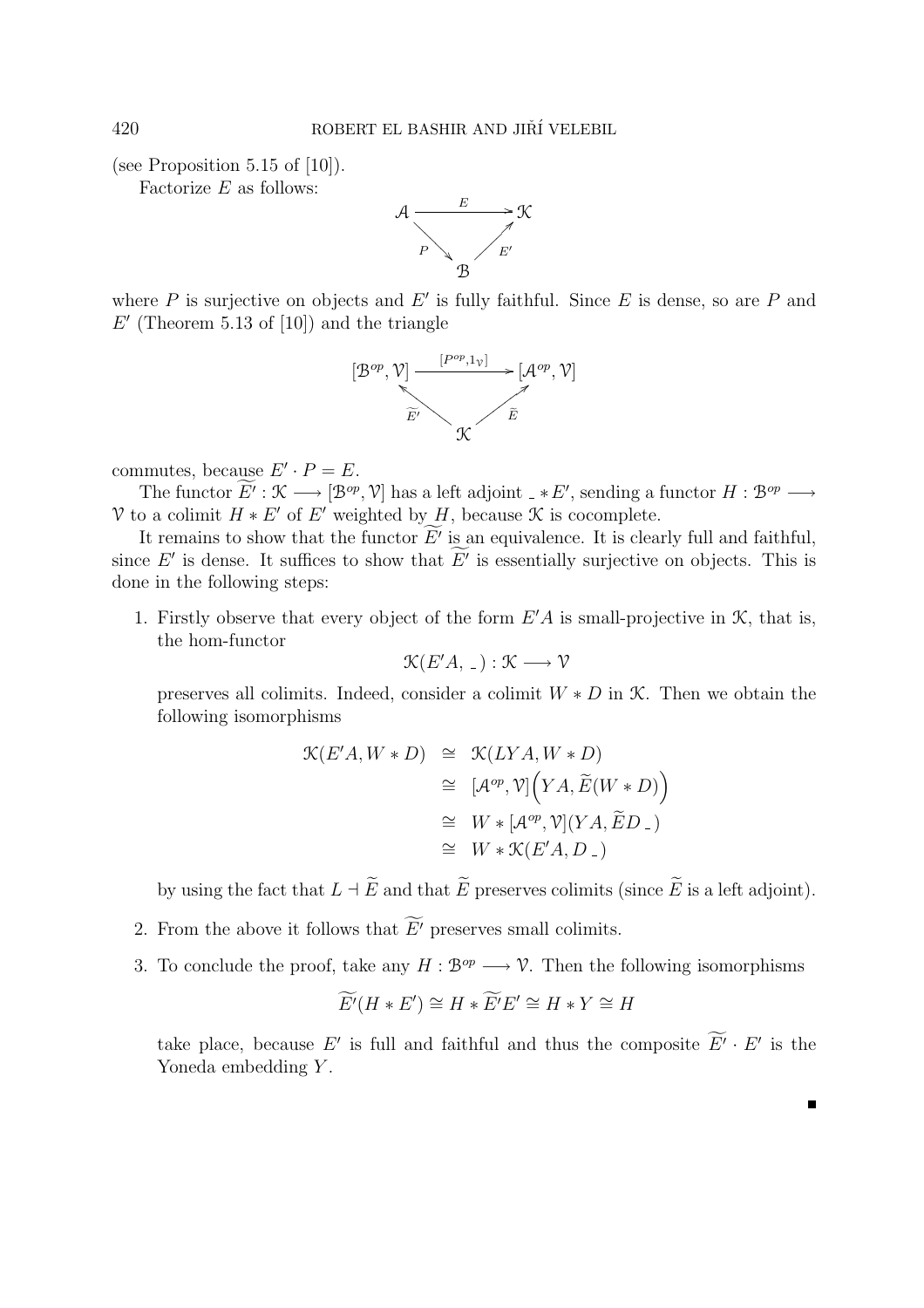(see Proposition 5.15 of [10]).

Factorize $E$ as follows:

$$
\begin{array}{ccc}
\mathcal{A} & \xrightarrow{\quad E \quad} & \mathcal{K} \\
& {}_{P}\searrow \quad \nearrow_{E'} & \\
& \mathcal{B} &
\end{array}
$$

where $P$ is surjective on objects and $E'$ is fully faithful. Since $E$ is dense, so are $P$ and $E'$ (Theorem 5.13 of [10]) and the triangle

$$
\begin{array}{ccc}
[\mathcal{B}^{op}, \mathcal{V}] & \xrightarrow{\quad [P^{op}, 1_{\mathcal{V}}] \quad} & [\mathcal{A}^{op}, \mathcal{V}] \\
& {}_{\widetilde{E'}}\nwarrow \quad \nearrow_{\widetilde{E}} & \\
& \mathcal{K} &
\end{array}
$$

commutes, because $E' \cdot P = E$.

The functor $\widetilde{E'} : \mathcal{K} \longrightarrow [\mathcal{B}^{op}, \mathcal{V}]$ has a left adjoint $\_ * E'$, sending a functor $H : \mathcal{B}^{op} \longrightarrow \mathcal{V}$ to a colimit $H * E'$ of $E'$ weighted by $H$, because $\mathcal{K}$ is cocomplete.

It remains to show that the functor $\widetilde{E'}$ is an equivalence. It is clearly full and faithful, since $E'$ is dense. It suffices to show that $\widetilde{E'}$ is essentially surjective on objects. This is done in the following steps:

1. Firstly observe that every object of the form $E'A$ is small-projective in $\mathcal{K}$, that is, the hom-functor
$$\mathcal{K}(E'A, \_) : \mathcal{K} \longrightarrow \mathcal{V}$$
preserves all colimits. Indeed, consider a colimit $W * D$ in $\mathcal{K}$. Then we obtain the following isomorphisms
$$
\begin{aligned}
\mathcal{K}(E'A, W * D) &\cong \mathcal{K}(LYA, W * D) \\
&\cong [\mathcal{A}^{op}, \mathcal{V}]\Big(YA, \widetilde{E}(W * D)\Big) \\
&\cong W * [\mathcal{A}^{op}, \mathcal{V}](YA, \widetilde{E}D\,\_) \\
&\cong W * \mathcal{K}(E'A, D\,\_)
\end{aligned}
$$
by using the fact that $L \dashv \widetilde{E}$ and that $\widetilde{E}$ preserves colimits (since $\widetilde{E}$ is a left adjoint).

2. From the above it follows that $\widetilde{E'}$ preserves small colimits.

3. To conclude the proof, take any $H : \mathcal{B}^{op} \longrightarrow \mathcal{V}$. Then the following isomorphisms
$$\widetilde{E'}(H * E') \cong H * \widetilde{E'}E' \cong H * Y \cong H$$
take place, because $E'$ is full and faithful and thus the composite $\widetilde{E'} \cdot E'$ is the Yoneda embedding $Y$.

∎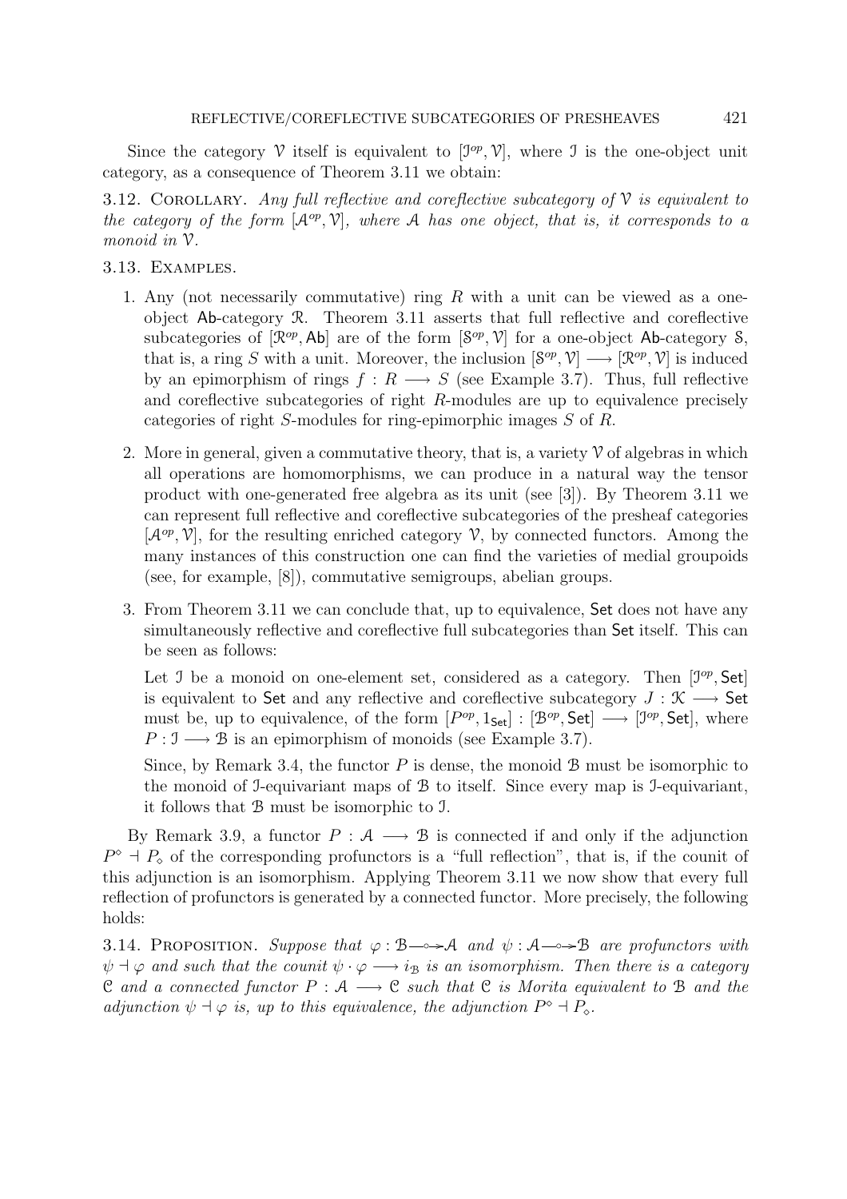Since the category $\mathcal{V}$ itself is equivalent to $[\mathcal{I}^{op}, \mathcal{V}]$, where $\mathcal{I}$ is the one-object unit category, as a consequence of Theorem 3.11 we obtain:

3.12. Corollary. *Any full reflective and coreflective subcategory of $\mathcal{V}$ is equivalent to the category of the form $[\mathcal{A}^{op}, \mathcal{V}]$, where $\mathcal{A}$ has one object, that is, it corresponds to a monoid in $\mathcal{V}$.*

3.13. Examples.

1. Any (not necessarily commutative) ring $R$ with a unit can be viewed as a one-object $\mathsf{Ab}$-category $\mathcal{R}$. Theorem 3.11 asserts that full reflective and coreflective subcategories of $[\mathcal{R}^{op}, \mathsf{Ab}]$ are of the form $[\mathcal{S}^{op}, \mathcal{V}]$ for a one-object $\mathsf{Ab}$-category $\mathcal{S}$, that is, a ring $S$ with a unit. Moreover, the inclusion $[\mathcal{S}^{op}, \mathcal{V}] \longrightarrow [\mathcal{R}^{op}, \mathcal{V}]$ is induced by an epimorphism of rings $f : R \longrightarrow S$ (see Example 3.7). Thus, full reflective and coreflective subcategories of right $R$-modules are up to equivalence precisely categories of right $S$-modules for ring-epimorphic images $S$ of $R$.

2. More in general, given a commutative theory, that is, a variety $\mathcal{V}$ of algebras in which all operations are homomorphisms, we can produce in a natural way the tensor product with one-generated free algebra as its unit (see [3]). By Theorem 3.11 we can represent full reflective and coreflective subcategories of the presheaf categories $[\mathcal{A}^{op}, \mathcal{V}]$, for the resulting enriched category $\mathcal{V}$, by connected functors. Among the many instances of this construction one can find the varieties of medial groupoids (see, for example, [8]), commutative semigroups, abelian groups.

3. From Theorem 3.11 we can conclude that, up to equivalence, $\mathsf{Set}$ does not have any simultaneously reflective and coreflective full subcategories than $\mathsf{Set}$ itself. This can be seen as follows:

   Let $\mathcal{I}$ be a monoid on one-element set, considered as a category. Then $[\mathcal{I}^{op}, \mathsf{Set}]$ is equivalent to $\mathsf{Set}$ and any reflective and coreflective subcategory $J : \mathcal{K} \longrightarrow \mathsf{Set}$ must be, up to equivalence, of the form $[P^{op}, 1_{\mathsf{Set}}] : [\mathcal{B}^{op}, \mathsf{Set}] \longrightarrow [\mathcal{I}^{op}, \mathsf{Set}]$, where $P : \mathcal{I} \longrightarrow \mathcal{B}$ is an epimorphism of monoids (see Example 3.7).

   Since, by Remark 3.4, the functor $P$ is dense, the monoid $\mathcal{B}$ must be isomorphic to the monoid of $\mathcal{I}$-equivariant maps of $\mathcal{B}$ to itself. Since every map is $\mathcal{I}$-equivariant, it follows that $\mathcal{B}$ must be isomorphic to $\mathcal{I}$.

By Remark 3.9, a functor $P : \mathcal{A} \longrightarrow \mathcal{B}$ is connected if and only if the adjunction $P^{\diamond} \dashv P_{\diamond}$ of the corresponding profunctors is a "full reflection", that is, if the counit of this adjunction is an isomorphism. Applying Theorem 3.11 we now show that every full reflection of profunctors is generated by a connected functor. More precisely, the following holds:

3.14. Proposition. *Suppose that $\varphi : \mathcal{B} \longrightarrow\!\!\!\!\circ\!\!\!\!\rightarrow \mathcal{A}$ and $\psi : \mathcal{A} \longrightarrow\!\!\!\!\circ\!\!\!\!\rightarrow \mathcal{B}$ are profunctors with $\psi \dashv \varphi$ and such that the counit $\psi \cdot \varphi \longrightarrow i_{\mathcal{B}}$ is an isomorphism. Then there is a category $\mathcal{C}$ and a connected functor $P : \mathcal{A} \longrightarrow \mathcal{C}$ such that $\mathcal{C}$ is Morita equivalent to $\mathcal{B}$ and the adjunction $\psi \dashv \varphi$ is, up to this equivalence, the adjunction $P^{\diamond} \dashv P_{\diamond}$.*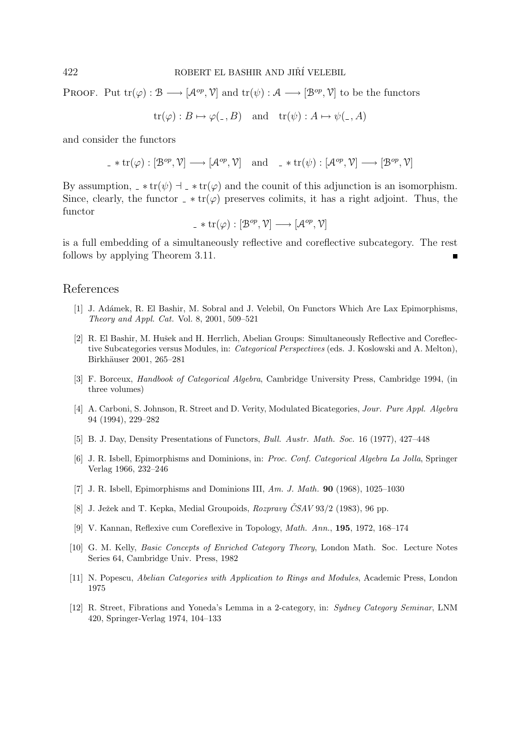PROOF. Put $\mathrm{tr}(\varphi) : \mathcal{B} \longrightarrow [\mathcal{A}^{op}, \mathcal{V}]$ and $\mathrm{tr}(\psi) : \mathcal{A} \longrightarrow [\mathcal{B}^{op}, \mathcal{V}]$ to be the functors

$$\mathrm{tr}(\varphi) : B \mapsto \varphi(\_, B) \quad \text{and} \quad \mathrm{tr}(\psi) : A \mapsto \psi(\_, A)$$

and consider the functors

$$\_ * \mathrm{tr}(\varphi) : [\mathcal{B}^{op}, \mathcal{V}] \longrightarrow [\mathcal{A}^{op}, \mathcal{V}] \quad \text{and} \quad \_ * \mathrm{tr}(\psi) : [\mathcal{A}^{op}, \mathcal{V}] \longrightarrow [\mathcal{B}^{op}, \mathcal{V}]$$

By assumption, $\_ * \mathrm{tr}(\psi) \dashv \_ * \mathrm{tr}(\varphi)$ and the counit of this adjunction is an isomorphism. Since, clearly, the functor $\_ * \mathrm{tr}(\varphi)$ preserves colimits, it has a right adjoint. Thus, the functor

$$\_ * \mathrm{tr}(\varphi) : [\mathcal{B}^{op}, \mathcal{V}] \longrightarrow [\mathcal{A}^{op}, \mathcal{V}]$$

is a full embedding of a simultaneously reflective and coreflective subcategory. The rest follows by applying Theorem 3.11. ∎

## References

[1] J. Adámek, R. El Bashir, M. Sobral and J. Velebil, On Functors Which Are Lax Epimorphisms, *Theory and Appl. Cat.* Vol. 8, 2001, 509–521

[2] R. El Bashir, M. Hušek and H. Herrlich, Abelian Groups: Simultaneously Reflective and Coreflective Subcategories versus Modules, in: *Categorical Perspectives* (eds. J. Koslowski and A. Melton), Birkhäuser 2001, 265–281

[3] F. Borceux, *Handbook of Categorical Algebra*, Cambridge University Press, Cambridge 1994, (in three volumes)

[4] A. Carboni, S. Johnson, R. Street and D. Verity, Modulated Bicategories, *Jour. Pure Appl. Algebra* 94 (1994), 229–282

[5] B. J. Day, Density Presentations of Functors, *Bull. Austr. Math. Soc.* 16 (1977), 427–448

[6] J. R. Isbell, Epimorphisms and Dominions, in: *Proc. Conf. Categorical Algebra La Jolla*, Springer Verlag 1966, 232–246

[7] J. R. Isbell, Epimorphisms and Dominions III, *Am. J. Math.* **90** (1968), 1025–1030

[8] J. Ježek and T. Kepka, Medial Groupoids, *Rozpravy ČSAV* 93/2 (1983), 96 pp.

[9] V. Kannan, Reflexive cum Coreflexive in Topology, *Math. Ann.*, **195**, 1972, 168–174

[10] G. M. Kelly, *Basic Concepts of Enriched Category Theory*, London Math. Soc. Lecture Notes Series 64, Cambridge Univ. Press, 1982

[11] N. Popescu, *Abelian Categories with Application to Rings and Modules*, Academic Press, London 1975

[12] R. Street, Fibrations and Yoneda's Lemma in a 2-category, in: *Sydney Category Seminar*, LNM 420, Springer-Verlag 1974, 104–133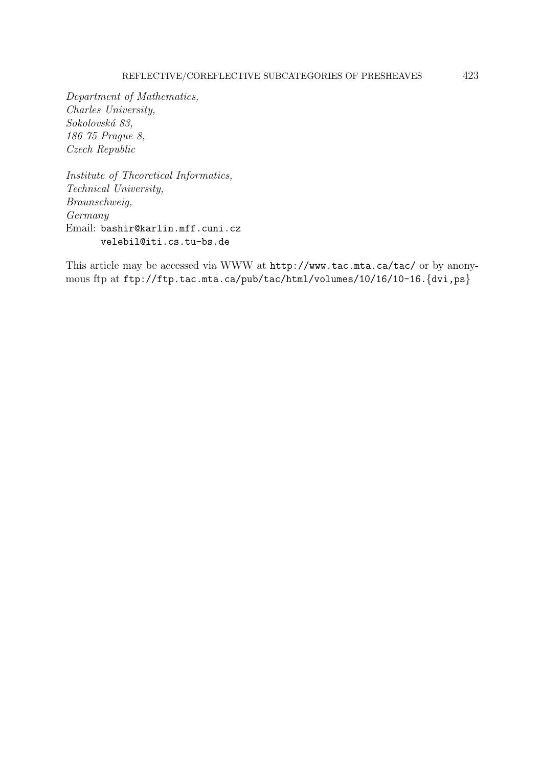*Department of Mathematics,*
*Charles University,*
*Sokolovská 83,*
*186 75 Prague 8,*
*Czech Republic*

*Institute of Theoretical Informatics,*
*Technical University,*
*Braunschweig,*
*Germany*
Email: `bashir@karlin.mff.cuni.cz`
`velebil@iti.cs.tu-bs.de`

This article may be accessed via WWW at `http://www.tac.mta.ca/tac/` or by anonymous ftp at `ftp://ftp.tac.mta.ca/pub/tac/html/volumes/10/16/10-16.{dvi,ps}`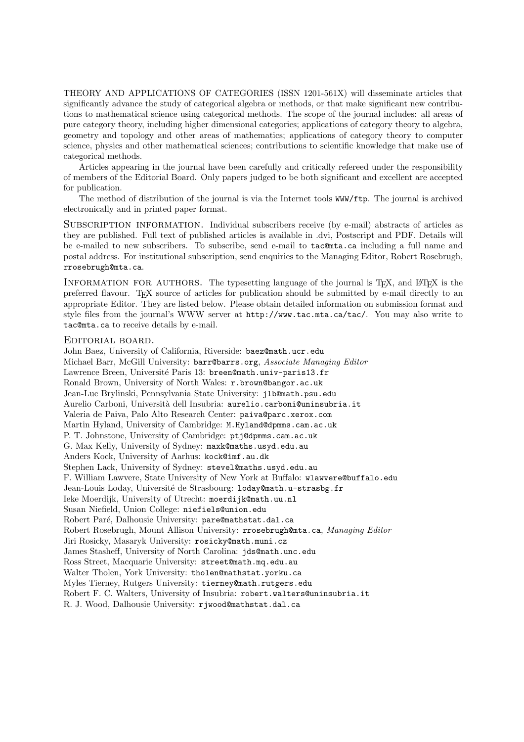THEORY AND APPLICATIONS OF CATEGORIES (ISSN 1201-561X) will disseminate articles that significantly advance the study of categorical algebra or methods, or that make significant new contributions to mathematical science using categorical methods. The scope of the journal includes: all areas of pure category theory, including higher dimensional categories; applications of category theory to algebra, geometry and topology and other areas of mathematics; applications of category theory to computer science, physics and other mathematical sciences; contributions to scientific knowledge that make use of categorical methods.

Articles appearing in the journal have been carefully and critically refereed under the responsibility of members of the Editorial Board. Only papers judged to be both significant and excellent are accepted for publication.

The method of distribution of the journal is via the Internet tools `WWW/ftp`. The journal is archived electronically and in printed paper format.

Subscription information. Individual subscribers receive (by e-mail) abstracts of articles as they are published. Full text of published articles is available in .dvi, Postscript and PDF. Details will be e-mailed to new subscribers. To subscribe, send e-mail to `tac@mta.ca` including a full name and postal address. For institutional subscription, send enquiries to the Managing Editor, Robert Rosebrugh, `rrosebrugh@mta.ca`.

Information for authors. The typesetting language of the journal is TeX, and LaTeX is the preferred flavour. TeX source of articles for publication should be submitted by e-mail directly to an appropriate Editor. They are listed below. Please obtain detailed information on submission format and style files from the journal's WWW server at `http://www.tac.mta.ca/tac/`. You may also write to `tac@mta.ca` to receive details by e-mail.

Editorial board.

John Baez, University of California, Riverside: `baez@math.ucr.edu`  
Michael Barr, McGill University: `barr@barrs.org`, *Associate Managing Editor*  
Lawrence Breen, Université Paris 13: `breen@math.univ-paris13.fr`  
Ronald Brown, University of North Wales: `r.brown@bangor.ac.uk`  
Jean-Luc Brylinski, Pennsylvania State University: `jlb@math.psu.edu`  
Aurelio Carboni, Università dell Insubria: `aurelio.carboni@uninsubria.it`  
Valeria de Paiva, Palo Alto Research Center: `paiva@parc.xerox.com`  
Martin Hyland, University of Cambridge: `M.Hyland@dpmms.cam.ac.uk`  
P. T. Johnstone, University of Cambridge: `ptj@dpmms.cam.ac.uk`  
G. Max Kelly, University of Sydney: `maxk@maths.usyd.edu.au`  
Anders Kock, University of Aarhus: `kock@imf.au.dk`  
Stephen Lack, University of Sydney: `stevel@maths.usyd.edu.au`  
F. William Lawvere, State University of New York at Buffalo: `wlawvere@buffalo.edu`  
Jean-Louis Loday, Université de Strasbourg: `loday@math.u-strasbg.fr`  
Ieke Moerdijk, University of Utrecht: `moerdijk@math.uu.nl`  
Susan Niefield, Union College: `niefiels@union.edu`  
Robert Paré, Dalhousie University: `pare@mathstat.dal.ca`  
Robert Rosebrugh, Mount Allison University: `rrosebrugh@mta.ca`, *Managing Editor*  
Jiri Rosicky, Masaryk University: `rosicky@math.muni.cz`  
James Stasheff, University of North Carolina: `jds@math.unc.edu`  
Ross Street, Macquarie University: `street@math.mq.edu.au`  
Walter Tholen, York University: `tholen@mathstat.yorku.ca`  
Myles Tierney, Rutgers University: `tierney@math.rutgers.edu`  
Robert F. C. Walters, University of Insubria: `robert.walters@uninsubria.it`  
R. J. Wood, Dalhousie University: `rjwood@mathstat.dal.ca`